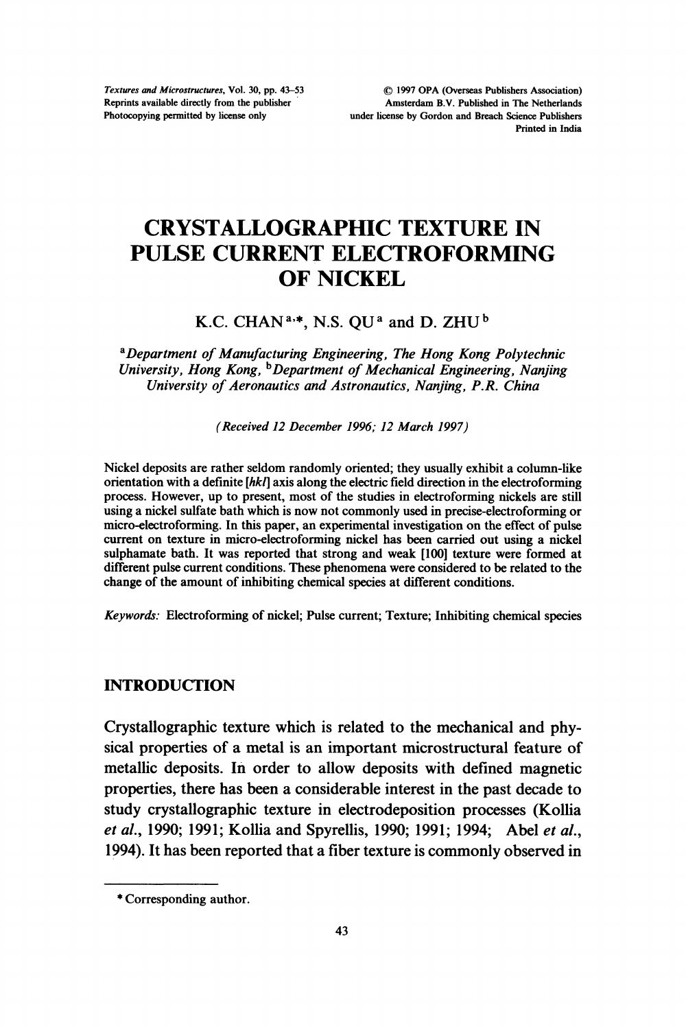# CRYSTALLOGRAPHIC TEXTURE IN PULSE CURRENT ELECTROFORMING OF NICKEL

K.C. CHAN [a,*], N.S. QU [a] and D. ZHU [b]

[a] *Department of Manufacturing Engineering, The Hong Kong Polytechnic University, Hong Kong,* [b] *Department of Mechanical Engineering, Nanjing University of Aeronautics and Astronautics, Nanjing, P.R. China*

*(Received 12 December 1996; 12 March 1997)*

Nickel deposits are rather seldom randomly oriented; they usually exhibit a column-like orientation with a definite [*hkl*] axis along the electric field direction in the electroforming process. However, up to present, most of the studies in electroforming nickels are still using a nickel sulfate bath which is now not commonly used in precise-electroforming or micro-electroforming. In this paper, an experimental investigation on the effect of pulse current on texture in micro-electroforming nickel has been carried out using a nickel sulphamate bath. It was reported that strong and weak [100] texture were formed at different pulse current conditions. These phenomena were considered to be related to the change of the amount of inhibiting chemical species at different conditions.

*Keywords:* Electroforming of nickel; Pulse current; Texture; Inhibiting chemical species

## INTRODUCTION

Crystallographic texture which is related to the mechanical and physical properties of a metal is an important microstructural feature of metallic deposits. In order to allow deposits with defined magnetic properties, there has been a considerable interest in the past decade to study crystallographic texture in electrodeposition processes (Kollia *et al.*, 1990; 1991; Kollia and Spyrellis, 1990; 1991; 1994; Abel *et al.*, 1994). It has been reported that a fiber texture is commonly observed in

* Corresponding author.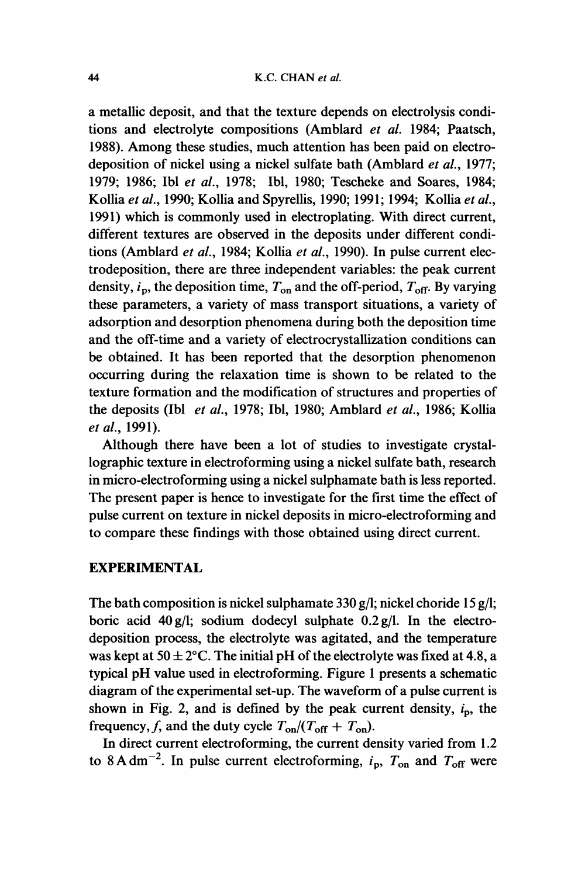a metallic deposit, and that the texture depends on electrolysis conditions and electrolyte compositions (Amblard *et al.* 1984; Paatsch, 1988). Among these studies, much attention has been paid on electrodeposition of nickel using a nickel sulfate bath (Amblard *et al.*, 1977; 1979; 1986; Ibl *et al.*, 1978; Ibl, 1980; Tescheke and Soares, 1984; Kollia *et al.*, 1990; Kollia and Spyrellis, 1990; 1991; 1994; Kollia *et al.*, 1991) which is commonly used in electroplating. With direct current, different textures are observed in the deposits under different conditions (Amblard *et al.*, 1984; Kollia *et al.*, 1990). In pulse current electrodeposition, there are three independent variables: the peak current density, $i_p$, the deposition time, $T_{on}$ and the off-period, $T_{off}$. By varying these parameters, a variety of mass transport situations, a variety of adsorption and desorption phenomena during both the deposition time and the off-time and a variety of electrocrystallization conditions can be obtained. It has been reported that the desorption phenomenon occurring during the relaxation time is shown to be related to the texture formation and the modification of structures and properties of the deposits (Ibl *et al.*, 1978; Ibl, 1980; Amblard *et al.*, 1986; Kollia *et al.*, 1991).

Although there have been a lot of studies to investigate crystallographic texture in electroforming using a nickel sulfate bath, research in micro-electroforming using a nickel sulphamate bath is less reported. The present paper is hence to investigate for the first time the effect of pulse current on texture in nickel deposits in micro-electroforming and to compare these findings with those obtained using direct current.

## EXPERIMENTAL

The bath composition is nickel sulphamate 330 g/l; nickel choride 15 g/l; boric acid 40 g/l; sodium dodecyl sulphate 0.2 g/l. In the electrodeposition process, the electrolyte was agitated, and the temperature was kept at $50 \pm 2°C$. The initial pH of the electrolyte was fixed at 4.8, a typical pH value used in electroforming. Figure 1 presents a schematic diagram of the experimental set-up. The waveform of a pulse current is shown in Fig. 2, and is defined by the peak current density, $i_p$, the frequency, $f$, and the duty cycle $T_{on}/(T_{off} + T_{on})$.

In direct current electroforming, the current density varied from 1.2 to $8\,\mathrm{A\,dm^{-2}}$. In pulse current electroforming, $i_p$, $T_{on}$ and $T_{off}$ were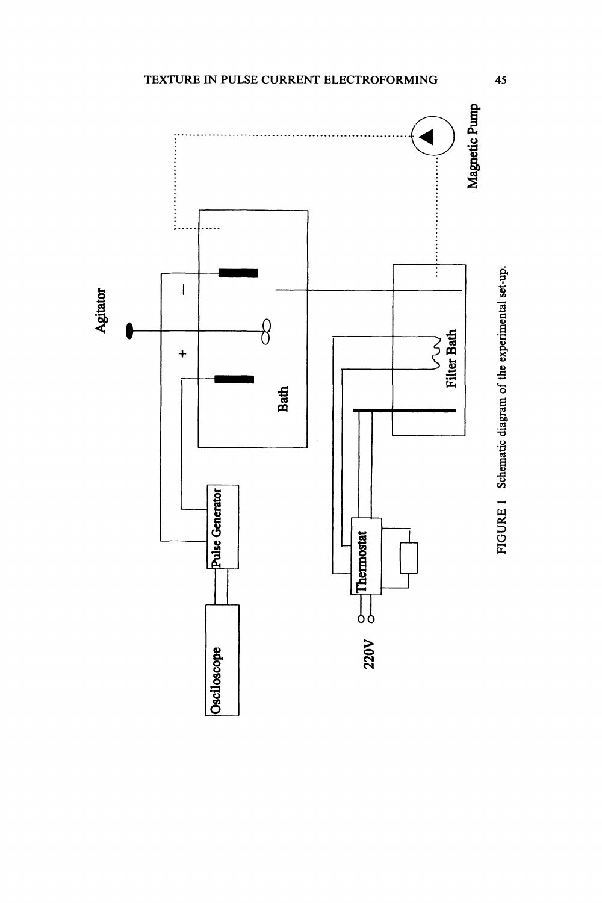FIGURE 1 Schematic diagram of the experimental set-up.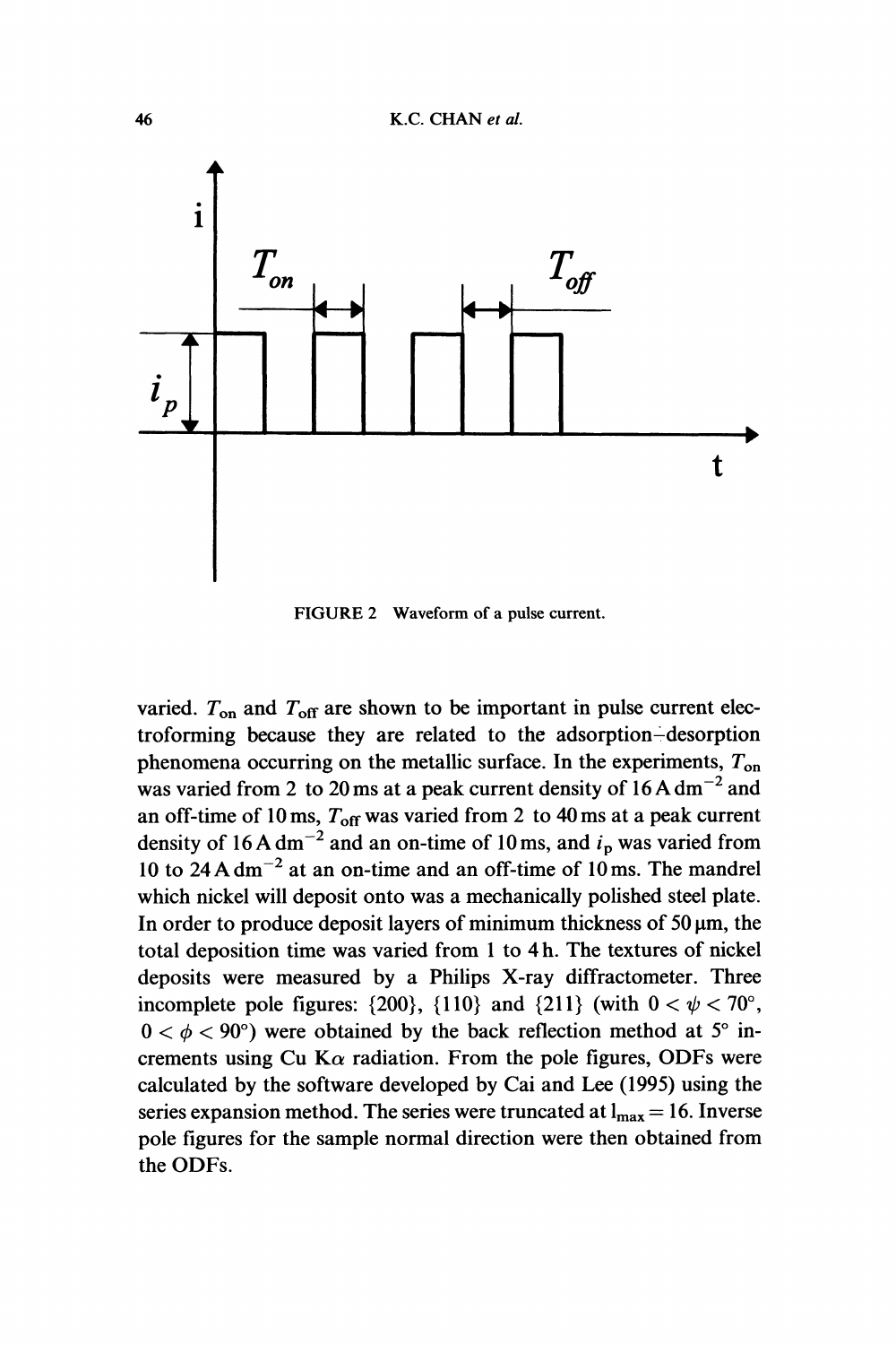FIGURE 2 Waveform of a pulse current.

varied. $T_{on}$ and $T_{off}$ are shown to be important in pulse current electroforming because they are related to the adsorption–desorption phenomena occurring on the metallic surface. In the experiments, $T_{on}$ was varied from 2 to 20 ms at a peak current density of 16 A dm$^{-2}$ and an off-time of 10 ms, $T_{off}$ was varied from 2 to 40 ms at a peak current density of 16 A dm$^{-2}$ and an on-time of 10 ms, and $i_p$ was varied from 10 to 24 A dm$^{-2}$ at an on-time and an off-time of 10 ms. The mandrel which nickel will deposit onto was a mechanically polished steel plate. In order to produce deposit layers of minimum thickness of 50 μm, the total deposition time was varied from 1 to 4 h. The textures of nickel deposits were measured by a Philips X-ray diffractometer. Three incomplete pole figures: {200}, {110} and {211} (with $0 < \psi < 70°$, $0 < \phi < 90°$) were obtained by the back reflection method at 5° increments using Cu K$\alpha$ radiation. From the pole figures, ODFs were calculated by the software developed by Cai and Lee (1995) using the series expansion method. The series were truncated at $l_{max} = 16$. Inverse pole figures for the sample normal direction were then obtained from the ODFs.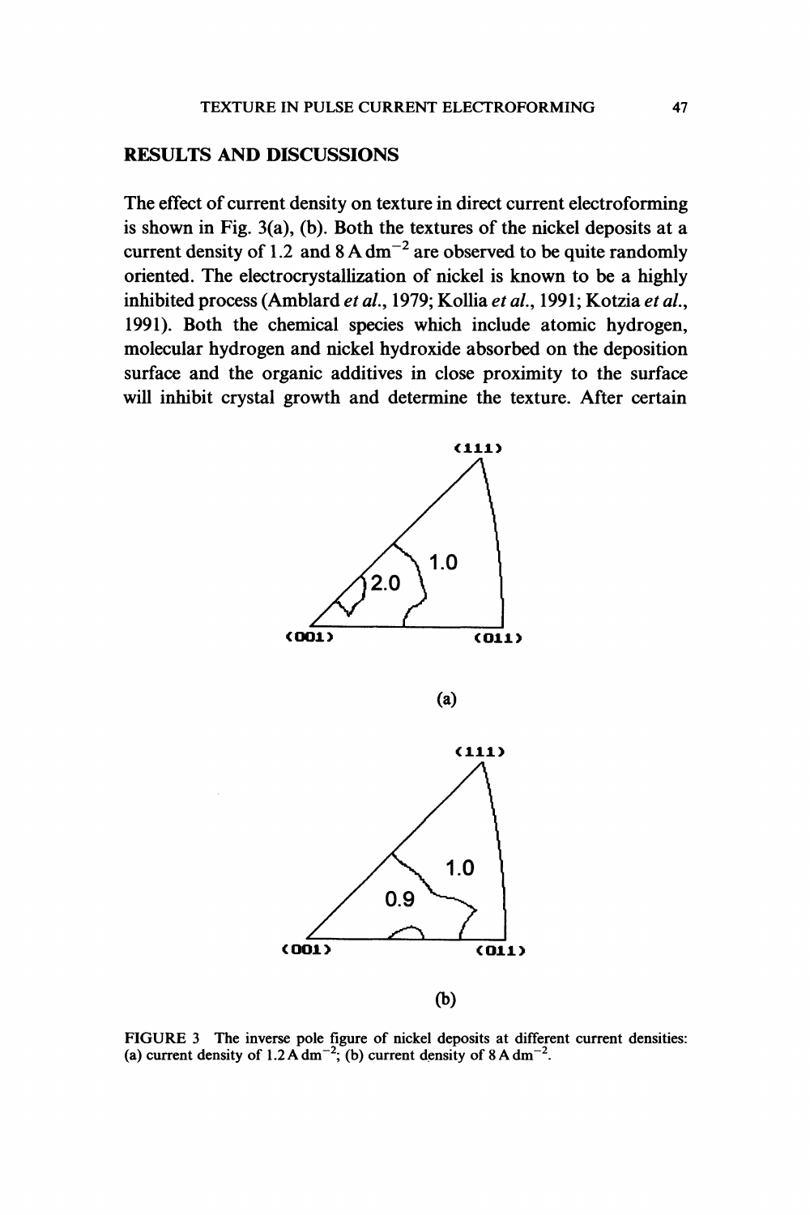## RESULTS AND DISCUSSIONS

The effect of current density on texture in direct current electroforming is shown in Fig. 3(a), (b). Both the textures of the nickel deposits at a current density of 1.2 and 8 A $dm^{-2}$ are observed to be quite randomly oriented. The electrocrystallization of nickel is known to be a highly inhibited process (Amblard *et al.*, 1979; Kollia *et al.*, 1991; Kotzia *et al.*, 1991). Both the chemical species which include atomic hydrogen, molecular hydrogen and nickel hydroxide absorbed on the deposition surface and the organic additives in close proximity to the surface will inhibit crystal growth and determine the texture. After certain

FIGURE 3 The inverse pole figure of nickel deposits at different current densities: (a) current density of 1.2 A $dm^{-2}$; (b) current density of 8 A $dm^{-2}$.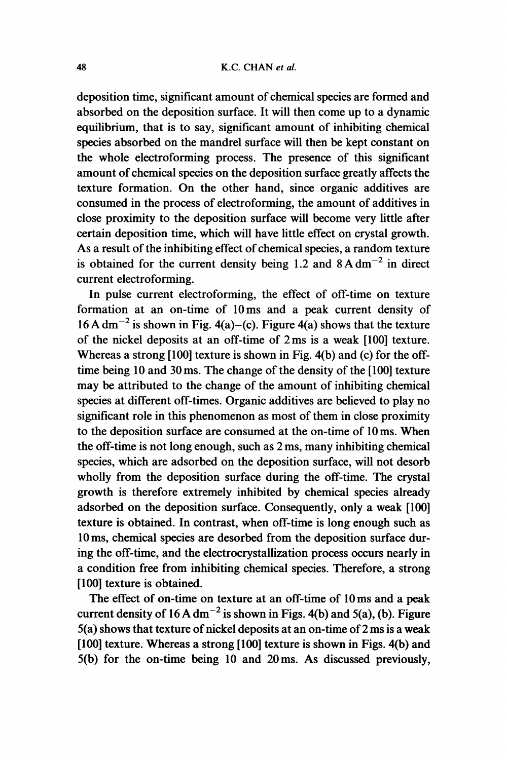deposition time, significant amount of chemical species are formed and absorbed on the deposition surface. It will then come up to a dynamic equilibrium, that is to say, significant amount of inhibiting chemical species absorbed on the mandrel surface will then be kept constant on the whole electroforming process. The presence of this significant amount of chemical species on the deposition surface greatly affects the texture formation. On the other hand, since organic additives are consumed in the process of electroforming, the amount of additives in close proximity to the deposition surface will become very little after certain deposition time, which will have little effect on crystal growth. As a result of the inhibiting effect of chemical species, a random texture is obtained for the current density being 1.2 and $8\,A\,dm^{-2}$ in direct current electroforming.

In pulse current electroforming, the effect of off-time on texture formation at an on-time of 10 ms and a peak current density of $16\,A\,dm^{-2}$ is shown in Fig. 4(a)–(c). Figure 4(a) shows that the texture of the nickel deposits at an off-time of 2 ms is a weak [100] texture. Whereas a strong [100] texture is shown in Fig. 4(b) and (c) for the off-time being 10 and 30 ms. The change of the density of the [100] texture may be attributed to the change of the amount of inhibiting chemical species at different off-times. Organic additives are believed to play no significant role in this phenomenon as most of them in close proximity to the deposition surface are consumed at the on-time of 10 ms. When the off-time is not long enough, such as 2 ms, many inhibiting chemical species, which are adsorbed on the deposition surface, will not desorb wholly from the deposition surface during the off-time. The crystal growth is therefore extremely inhibited by chemical species already adsorbed on the deposition surface. Consequently, only a weak [100] texture is obtained. In contrast, when off-time is long enough such as 10 ms, chemical species are desorbed from the deposition surface during the off-time, and the electrocrystallization process occurs nearly in a condition free from inhibiting chemical species. Therefore, a strong [100] texture is obtained.

The effect of on-time on texture at an off-time of 10 ms and a peak current density of $16\,A\,dm^{-2}$ is shown in Figs. 4(b) and 5(a), (b). Figure 5(a) shows that texture of nickel deposits at an on-time of 2 ms is a weak [100] texture. Whereas a strong [100] texture is shown in Figs. 4(b) and 5(b) for the on-time being 10 and 20 ms. As discussed previously,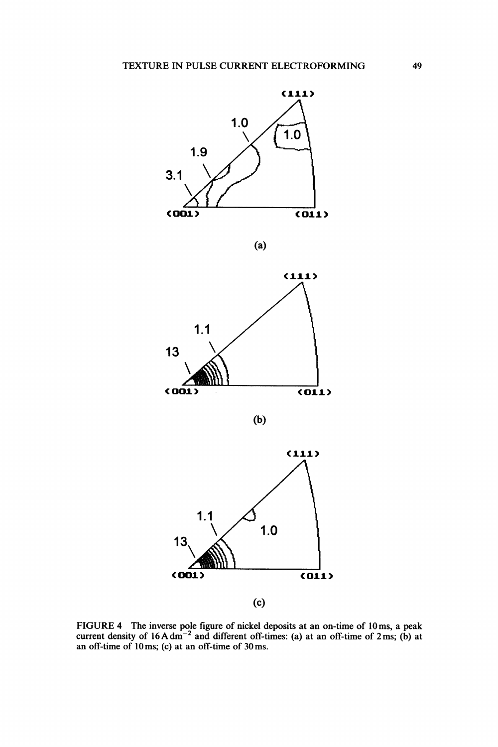FIGURE 4 The inverse pole figure of nickel deposits at an on-time of 10 ms, a peak current density of $16\,A\,dm^{-2}$ and different off-times: (a) at an off-time of 2 ms; (b) at an off-time of 10 ms; (c) at an off-time of 30 ms.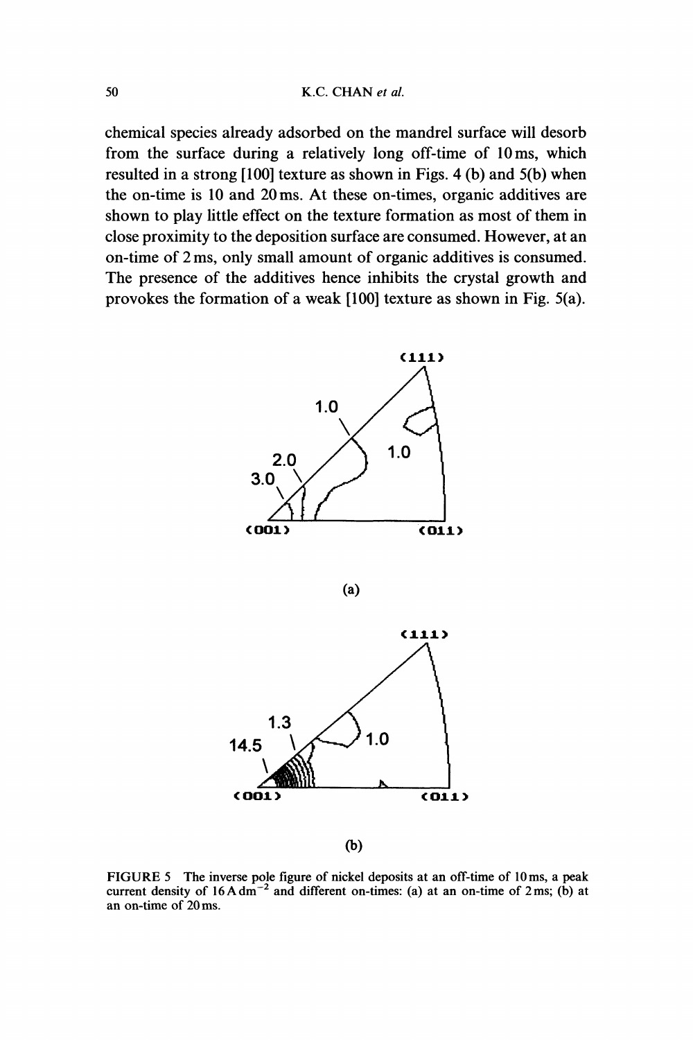chemical species already adsorbed on the mandrel surface will desorb from the surface during a relatively long off-time of 10 ms, which resulted in a strong [100] texture as shown in Figs. 4 (b) and 5(b) when the on-time is 10 and 20 ms. At these on-times, organic additives are shown to play little effect on the texture formation as most of them in close proximity to the deposition surface are consumed. However, at an on-time of 2 ms, only small amount of organic additives is consumed. The presence of the additives hence inhibits the crystal growth and provokes the formation of a weak [100] texture as shown in Fig. 5(a).

FIGURE 5 The inverse pole figure of nickel deposits at an off-time of 10 ms, a peak current density of $16\,A\,dm^{-2}$ and different on-times: (a) at an on-time of 2 ms; (b) at an on-time of 20 ms.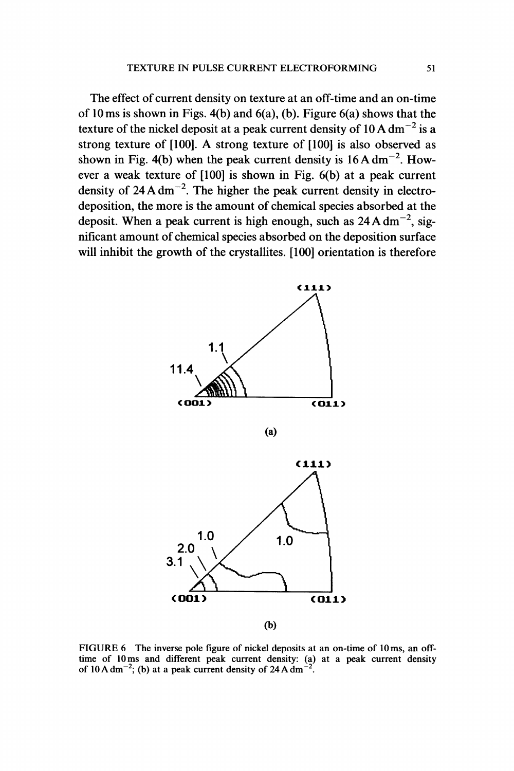The effect of current density on texture at an off-time and an on-time of 10 ms is shown in Figs. 4(b) and 6(a), (b). Figure 6(a) shows that the texture of the nickel deposit at a peak current density of $10\,\mathrm{A\,dm^{-2}}$ is a strong texture of [100]. A strong texture of [100] is also observed as shown in Fig. 4(b) when the peak current density is $16\,\mathrm{A\,dm^{-2}}$. However a weak texture of [100] is shown in Fig. 6(b) at a peak current density of $24\,\mathrm{A\,dm^{-2}}$. The higher the peak current density in electrodeposition, the more is the amount of chemical species absorbed at the deposit. When a peak current is high enough, such as $24\,\mathrm{A\,dm^{-2}}$, significant amount of chemical species absorbed on the deposition surface will inhibit the growth of the crystallites. [100] orientation is therefore

FIGURE 6 The inverse pole figure of nickel deposits at an on-time of 10 ms, an off-time of 10 ms and different peak current density: (a) at a peak current density of $10\,\mathrm{A\,dm^{-2}}$; (b) at a peak current density of $24\,\mathrm{A\,dm^{-2}}$.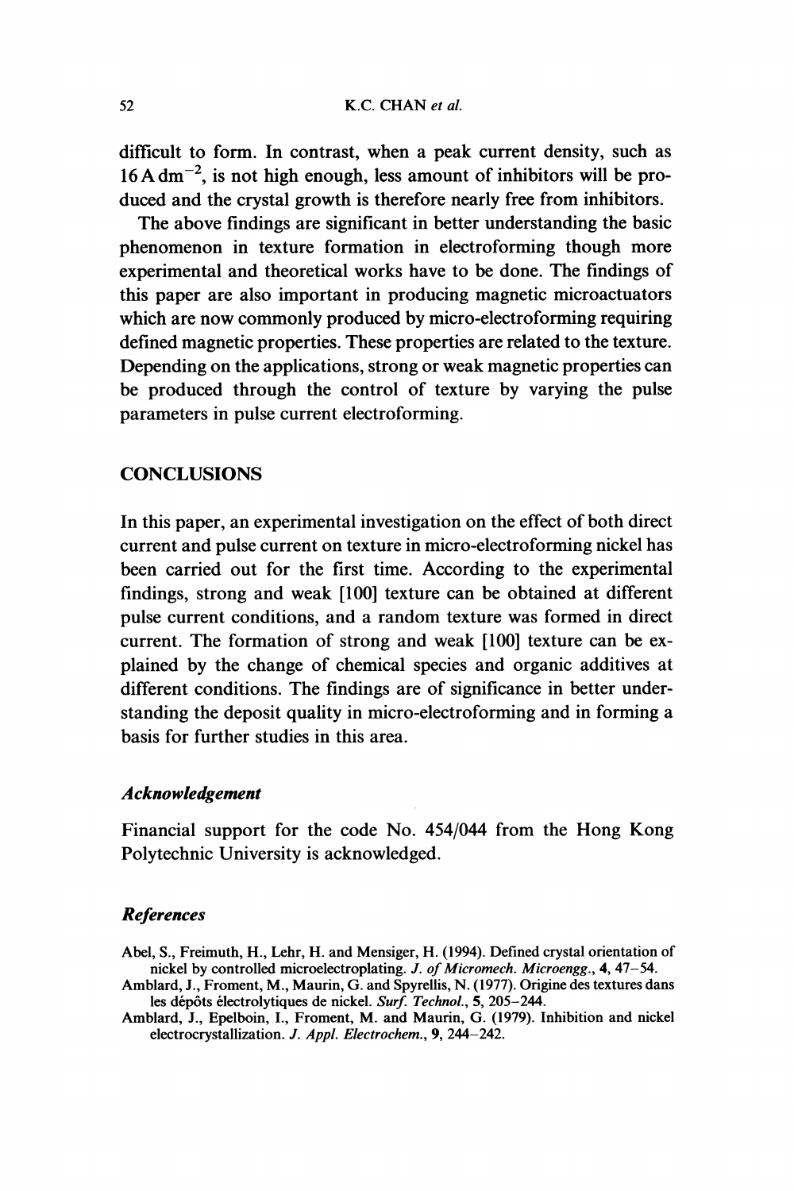difficult to form. In contrast, when a peak current density, such as $16\,A\,dm^{-2}$, is not high enough, less amount of inhibitors will be produced and the crystal growth is therefore nearly free from inhibitors.

The above findings are significant in better understanding the basic phenomenon in texture formation in electroforming though more experimental and theoretical works have to be done. The findings of this paper are also important in producing magnetic microactuators which are now commonly produced by micro-electroforming requiring defined magnetic properties. These properties are related to the texture. Depending on the applications, strong or weak magnetic properties can be produced through the control of texture by varying the pulse parameters in pulse current electroforming.

## CONCLUSIONS

In this paper, an experimental investigation on the effect of both direct current and pulse current on texture in micro-electroforming nickel has been carried out for the first time. According to the experimental findings, strong and weak [100] texture can be obtained at different pulse current conditions, and a random texture was formed in direct current. The formation of strong and weak [100] texture can be explained by the change of chemical species and organic additives at different conditions. The findings are of significance in better understanding the deposit quality in micro-electroforming and in forming a basis for further studies in this area.

### *Acknowledgement*

Financial support for the code No. 454/044 from the Hong Kong Polytechnic University is acknowledged.

### *References*

Abel, S., Freimuth, H., Lehr, H. and Mensiger, H. (1994). Defined crystal orientation of nickel by controlled microelectroplating. *J. of Micromech. Microengg.*, **4**, 47–54.

Amblard, J., Froment, M., Maurin, G. and Spyrellis, N. (1977). Origine des textures dans les dépôts électrolytiques de nickel. *Surf. Technol.*, **5**, 205–244.

Amblard, J., Epelboin, I., Froment, M. and Maurin, G. (1979). Inhibition and nickel electrocrystallization. *J. Appl. Electrochem.*, **9**, 244–242.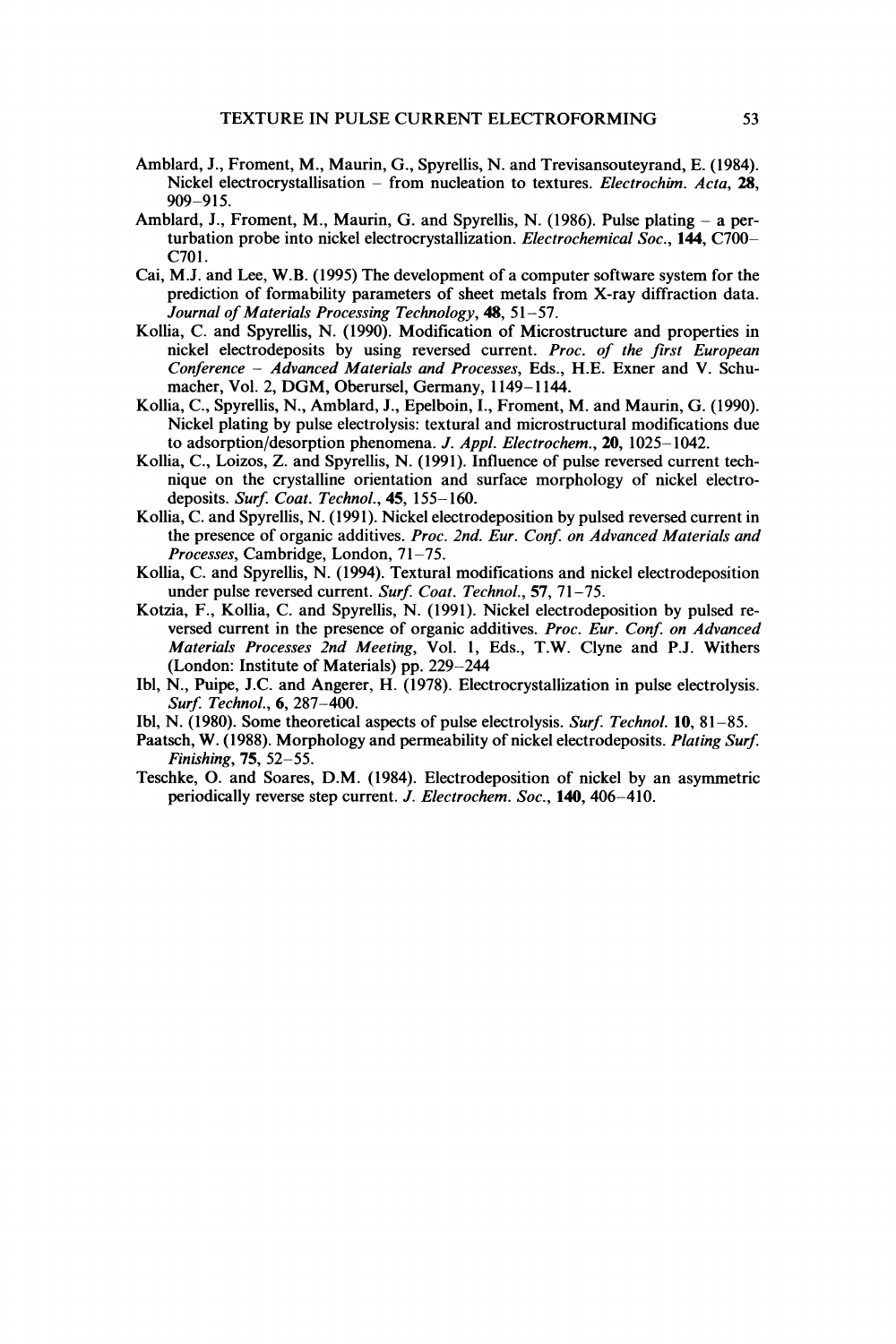Amblard, J., Froment, M., Maurin, G., Spyrellis, N. and Trevisansouteyrand, E. (1984). Nickel electrocrystallisation – from nucleation to textures. *Electrochim. Acta*, **28**, 909–915.

Amblard, J., Froment, M., Maurin, G. and Spyrellis, N. (1986). Pulse plating – a perturbation probe into nickel electrocrystallization. *Electrochemical Soc.*, **144**, C700–C701.

Cai, M.J. and Lee, W.B. (1995) The development of a computer software system for the prediction of formability parameters of sheet metals from X-ray diffraction data. *Journal of Materials Processing Technology*, **48**, 51–57.

Kollia, C. and Spyrellis, N. (1990). Modification of Microstructure and properties in nickel electrodeposits by using reversed current. *Proc. of the first European Conference – Advanced Materials and Processes*, Eds., H.E. Exner and V. Schumacher, Vol. 2, DGM, Oberursel, Germany, 1149–1144.

Kollia, C., Spyrellis, N., Amblard, J., Epelboin, I., Froment, M. and Maurin, G. (1990). Nickel plating by pulse electrolysis: textural and microstructural modifications due to adsorption/desorption phenomena. *J. Appl. Electrochem.*, **20**, 1025–1042.

Kollia, C., Loizos, Z. and Spyrellis, N. (1991). Influence of pulse reversed current technique on the crystalline orientation and surface morphology of nickel electrodeposits. *Surf. Coat. Technol.*, **45**, 155–160.

Kollia, C. and Spyrellis, N. (1991). Nickel electrodeposition by pulsed reversed current in the presence of organic additives. *Proc. 2nd. Eur. Conf. on Advanced Materials and Processes*, Cambridge, London, 71–75.

Kollia, C. and Spyrellis, N. (1994). Textural modifications and nickel electrodeposition under pulse reversed current. *Surf. Coat. Technol.*, **57**, 71–75.

Kotzia, F., Kollia, C. and Spyrellis, N. (1991). Nickel electrodeposition by pulsed reversed current in the presence of organic additives. *Proc. Eur. Conf. on Advanced Materials Processes 2nd Meeting*, Vol. 1, Eds., T.W. Clyne and P.J. Withers (London: Institute of Materials) pp. 229–244

Ibl, N., Puipe, J.C. and Angerer, H. (1978). Electrocrystallization in pulse electrolysis. *Surf. Technol.*, **6**, 287–400.

Ibl, N. (1980). Some theoretical aspects of pulse electrolysis. *Surf. Technol.* **10**, 81–85.

Paatsch, W. (1988). Morphology and permeability of nickel electrodeposits. *Plating Surf. Finishing*, **75**, 52–55.

Teschke, O. and Soares, D.M. (1984). Electrodeposition of nickel by an asymmetric periodically reverse step current. *J. Electrochem. Soc.*, **140**, 406–410.